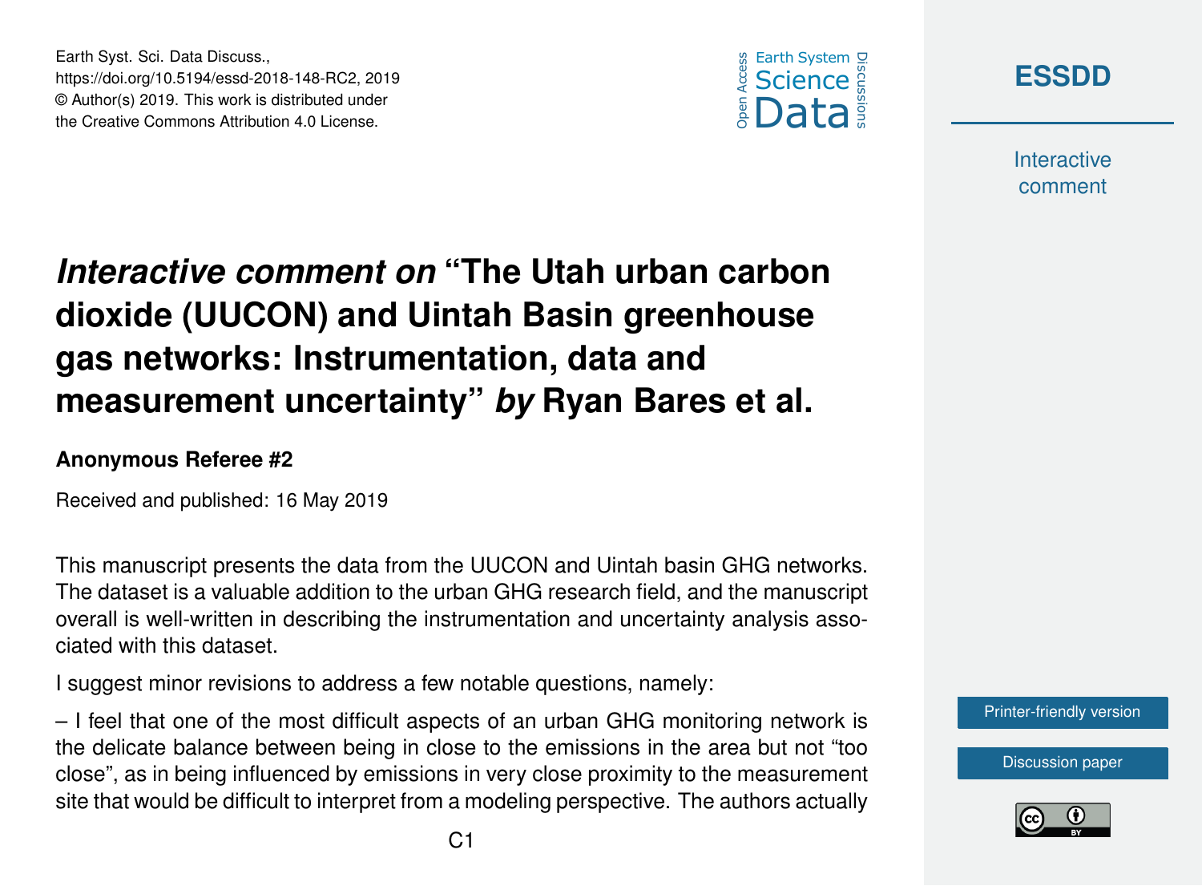# *Interactive comment on* "The Utah urban carbon dioxide (UUCON) and Uintah Basin greenhouse gas networks: Instrumentation, data and measurement uncertainty" *by* Ryan Bares et al.

**Anonymous Referee #2**

Received and published: 16 May 2019

This manuscript presents the data from the UUCON and Uintah basin GHG networks. The dataset is a valuable addition to the urban GHG research field, and the manuscript overall is well-written in describing the instrumentation and uncertainty analysis associated with this dataset.

I suggest minor revisions to address a few notable questions, namely:

– I feel that one of the most difficult aspects of an urban GHG monitoring network is the delicate balance between being in close to the emissions in the area but not "too close", as in being influenced by emissions in very close proximity to the measurement site that would be difficult to interpret from a modeling perspective. The authors actually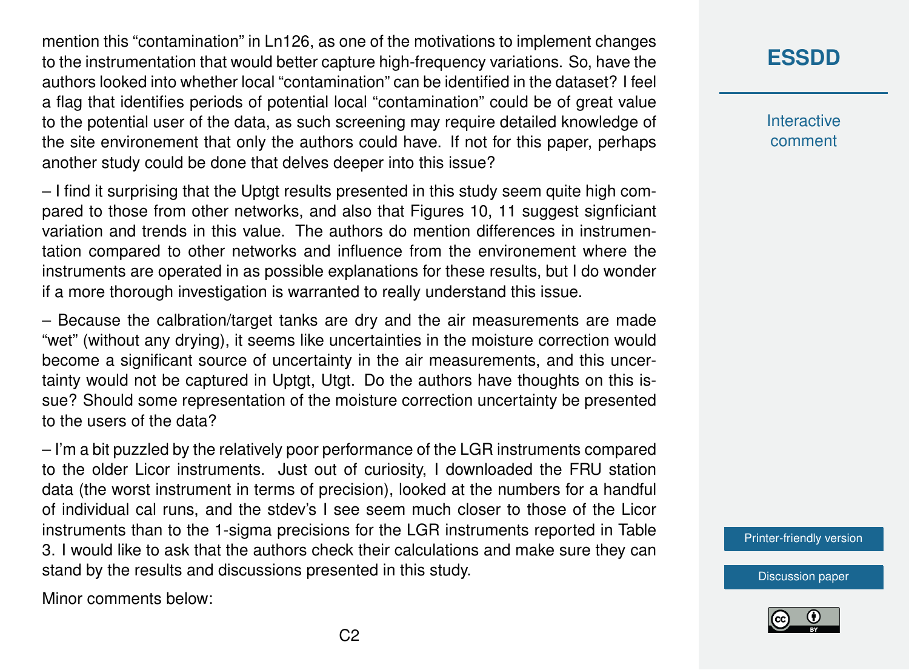mention this “contamination” in Ln126, as one of the motivations to implement changes to the instrumentation that would better capture high-frequency variations. So, have the authors looked into whether local “contamination” can be identified in the dataset? I feel a flag that identifies periods of potential local “contamination” could be of great value to the potential user of the data, as such screening may require detailed knowledge of the site environement that only the authors could have. If not for this paper, perhaps another study could be done that delves deeper into this issue?

– I find it surprising that the Uptgt results presented in this study seem quite high compared to those from other networks, and also that Figures 10, 11 suggest signficiant variation and trends in this value. The authors do mention differences in instrumentation compared to other networks and influence from the environement where the instruments are operated in as possible explanations for these results, but I do wonder if a more thorough investigation is warranted to really understand this issue.

– Because the calbration/target tanks are dry and the air measurements are made “wet” (without any drying), it seems like uncertainties in the moisture correction would become a significant source of uncertainty in the air measurements, and this uncertainty would not be captured in Uptgt, Utgt. Do the authors have thoughts on this issue? Should some representation of the moisture correction uncertainty be presented to the users of the data?

– I’m a bit puzzled by the relatively poor performance of the LGR instruments compared to the older Licor instruments. Just out of curiosity, I downloaded the FRU station data (the worst instrument in terms of precision), looked at the numbers for a handful of individual cal runs, and the stdev’s I see seem much closer to those of the Licor instruments than to the 1-sigma precisions for the LGR instruments reported in Table 3. I would like to ask that the authors check their calculations and make sure they can stand by the results and discussions presented in this study.

Minor comments below: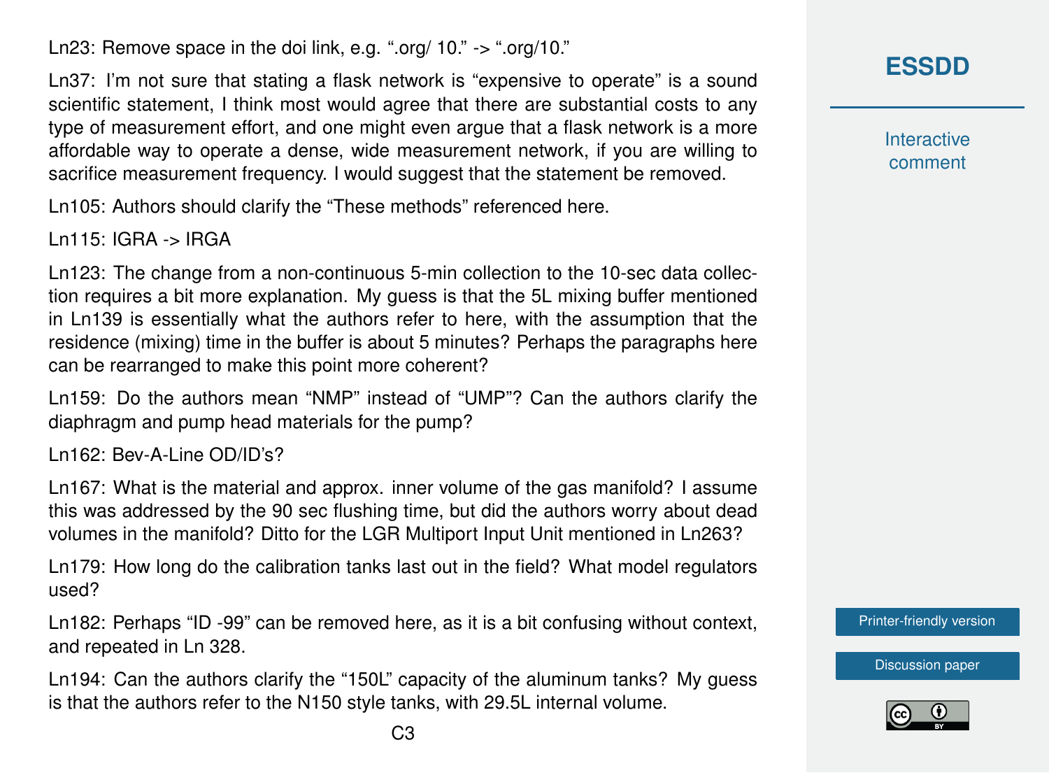Ln23: Remove space in the doi link, e.g. ".org/ 10." -> ".org/10."

Ln37: I'm not sure that stating a flask network is "expensive to operate" is a sound scientific statement, I think most would agree that there are substantial costs to any type of measurement effort, and one might even argue that a flask network is a more affordable way to operate a dense, wide measurement network, if you are willing to sacrifice measurement frequency. I would suggest that the statement be removed.

Ln105: Authors should clarify the "These methods" referenced here.

Ln115: IGRA -> IRGA

Ln123: The change from a non-continuous 5-min collection to the 10-sec data collection requires a bit more explanation. My guess is that the 5L mixing buffer mentioned in Ln139 is essentially what the authors refer to here, with the assumption that the residence (mixing) time in the buffer is about 5 minutes? Perhaps the paragraphs here can be rearranged to make this point more coherent?

Ln159: Do the authors mean "NMP" instead of "UMP"? Can the authors clarify the diaphragm and pump head materials for the pump?

Ln162: Bev-A-Line OD/ID's?

Ln167: What is the material and approx. inner volume of the gas manifold? I assume this was addressed by the 90 sec flushing time, but did the authors worry about dead volumes in the manifold? Ditto for the LGR Multiport Input Unit mentioned in Ln263?

Ln179: How long do the calibration tanks last out in the field? What model regulators used?

Ln182: Perhaps "ID -99" can be removed here, as it is a bit confusing without context, and repeated in Ln 328.

Ln194: Can the authors clarify the "150L" capacity of the aluminum tanks? My guess is that the authors refer to the N150 style tanks, with 29.5L internal volume.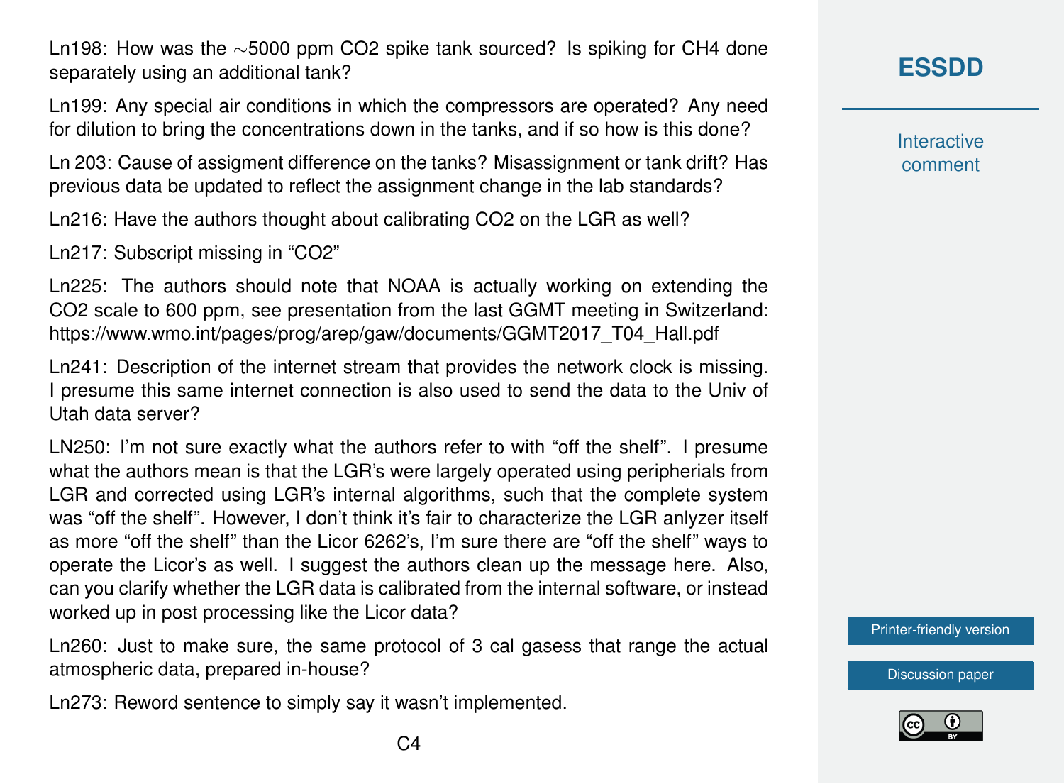Ln198: How was the ∼5000 ppm CO2 spike tank sourced? Is spiking for CH4 done separately using an additional tank?

Ln199: Any special air conditions in which the compressors are operated? Any need for dilution to bring the concentrations down in the tanks, and if so how is this done?

Ln 203: Cause of assigment difference on the tanks? Misassignment or tank drift? Has previous data be updated to reflect the assignment change in the lab standards?

Ln216: Have the authors thought about calibrating CO2 on the LGR as well?

Ln217: Subscript missing in "CO2"

Ln225: The authors should note that NOAA is actually working on extending the CO2 scale to 600 ppm, see presentation from the last GGMT meeting in Switzerland: https://www.wmo.int/pages/prog/arep/gaw/documents/GGMT2017_T04_Hall.pdf

Ln241: Description of the internet stream that provides the network clock is missing. I presume this same internet connection is also used to send the data to the Univ of Utah data server?

LN250: I'm not sure exactly what the authors refer to with "off the shelf". I presume what the authors mean is that the LGR's were largely operated using peripherials from LGR and corrected using LGR's internal algorithms, such that the complete system was "off the shelf". However, I don't think it's fair to characterize the LGR anlyzer itself as more "off the shelf" than the Licor 6262's, I'm sure there are "off the shelf" ways to operate the Licor's as well. I suggest the authors clean up the message here. Also, can you clarify whether the LGR data is calibrated from the internal software, or instead worked up in post processing like the Licor data?

Ln260: Just to make sure, the same protocol of 3 cal gasess that range the actual atmospheric data, prepared in-house?

Ln273: Reword sentence to simply say it wasn't implemented.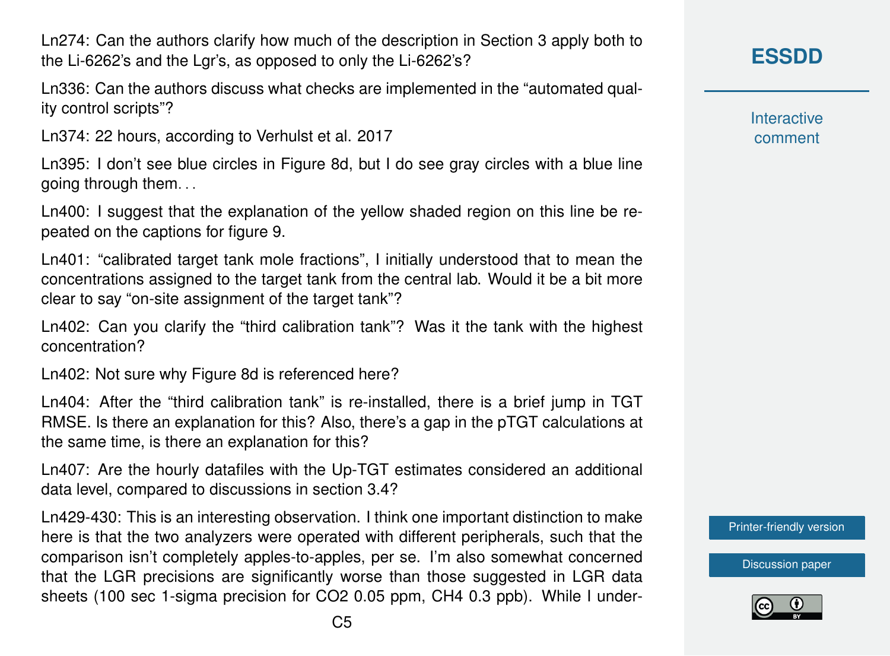Ln274: Can the authors clarify how much of the description in Section 3 apply both to the Li-6262's and the Lgr's, as opposed to only the Li-6262's?

Ln336: Can the authors discuss what checks are implemented in the "automated quality control scripts"?

Ln374: 22 hours, according to Verhulst et al. 2017

Ln395: I don't see blue circles in Figure 8d, but I do see gray circles with a blue line going through them. . .

Ln400: I suggest that the explanation of the yellow shaded region on this line be repeated on the captions for figure 9.

Ln401: "calibrated target tank mole fractions", I initially understood that to mean the concentrations assigned to the target tank from the central lab. Would it be a bit more clear to say "on-site assignment of the target tank"?

Ln402: Can you clarify the "third calibration tank"? Was it the tank with the highest concentration?

Ln402: Not sure why Figure 8d is referenced here?

Ln404: After the "third calibration tank" is re-installed, there is a brief jump in TGT RMSE. Is there an explanation for this? Also, there's a gap in the pTGT calculations at the same time, is there an explanation for this?

Ln407: Are the hourly datafiles with the Up-TGT estimates considered an additional data level, compared to discussions in section 3.4?

Ln429-430: This is an interesting observation. I think one important distinction to make here is that the two analyzers were operated with different peripherals, such that the comparison isn't completely apples-to-apples, per se. I'm also somewhat concerned that the LGR precisions are significantly worse than those suggested in LGR data sheets (100 sec 1-sigma precision for $CO_2$ 0.05 ppm, $CH_4$ 0.3 ppb). While I under-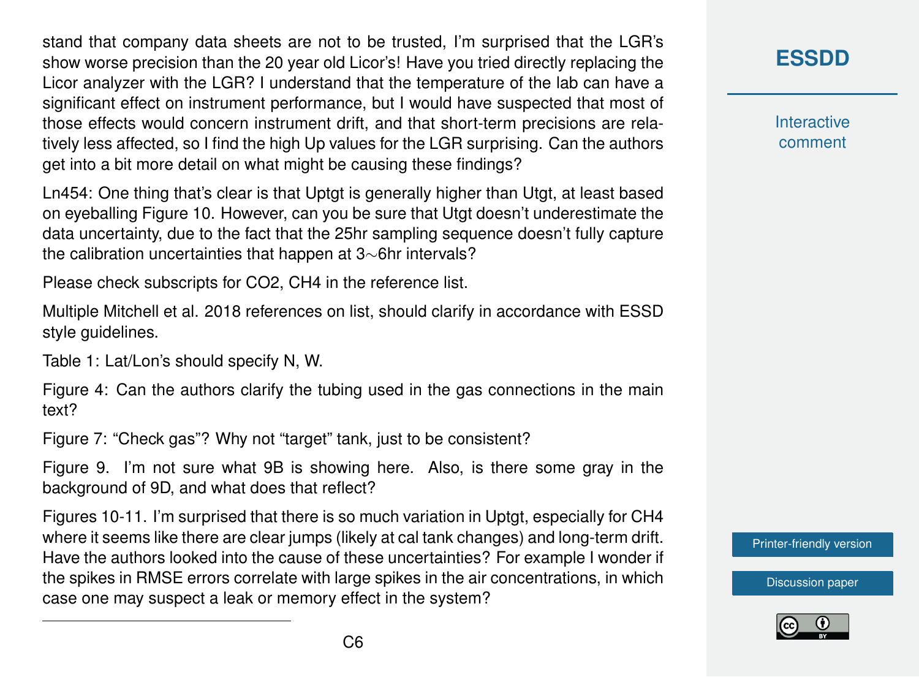stand that company data sheets are not to be trusted, I'm surprised that the LGR's show worse precision than the 20 year old Licor's! Have you tried directly replacing the Licor analyzer with the LGR? I understand that the temperature of the lab can have a significant effect on instrument performance, but I would have suspected that most of those effects would concern instrument drift, and that short-term precisions are relatively less affected, so I find the high Up values for the LGR surprising. Can the authors get into a bit more detail on what might be causing these findings?

Ln454: One thing that's clear is that Uptgt is generally higher than Utgt, at least based on eyeballing Figure 10. However, can you be sure that Utgt doesn't underestimate the data uncertainty, due to the fact that the 25hr sampling sequence doesn't fully capture the calibration uncertainties that happen at 3∼6hr intervals?

Please check subscripts for CO2, CH4 in the reference list.

Multiple Mitchell et al. 2018 references on list, should clarify in accordance with ESSD style guidelines.

Table 1: Lat/Lon's should specify N, W.

Figure 4: Can the authors clarify the tubing used in the gas connections in the main text?

Figure 7: "Check gas"? Why not "target" tank, just to be consistent?

Figure 9. I'm not sure what 9B is showing here. Also, is there some gray in the background of 9D, and what does that reflect?

Figures 10-11. I'm surprised that there is so much variation in Uptgt, especially for CH4 where it seems like there are clear jumps (likely at cal tank changes) and long-term drift. Have the authors looked into the cause of these uncertainties? For example I wonder if the spikes in RMSE errors correlate with large spikes in the air concentrations, in which case one may suspect a leak or memory effect in the system?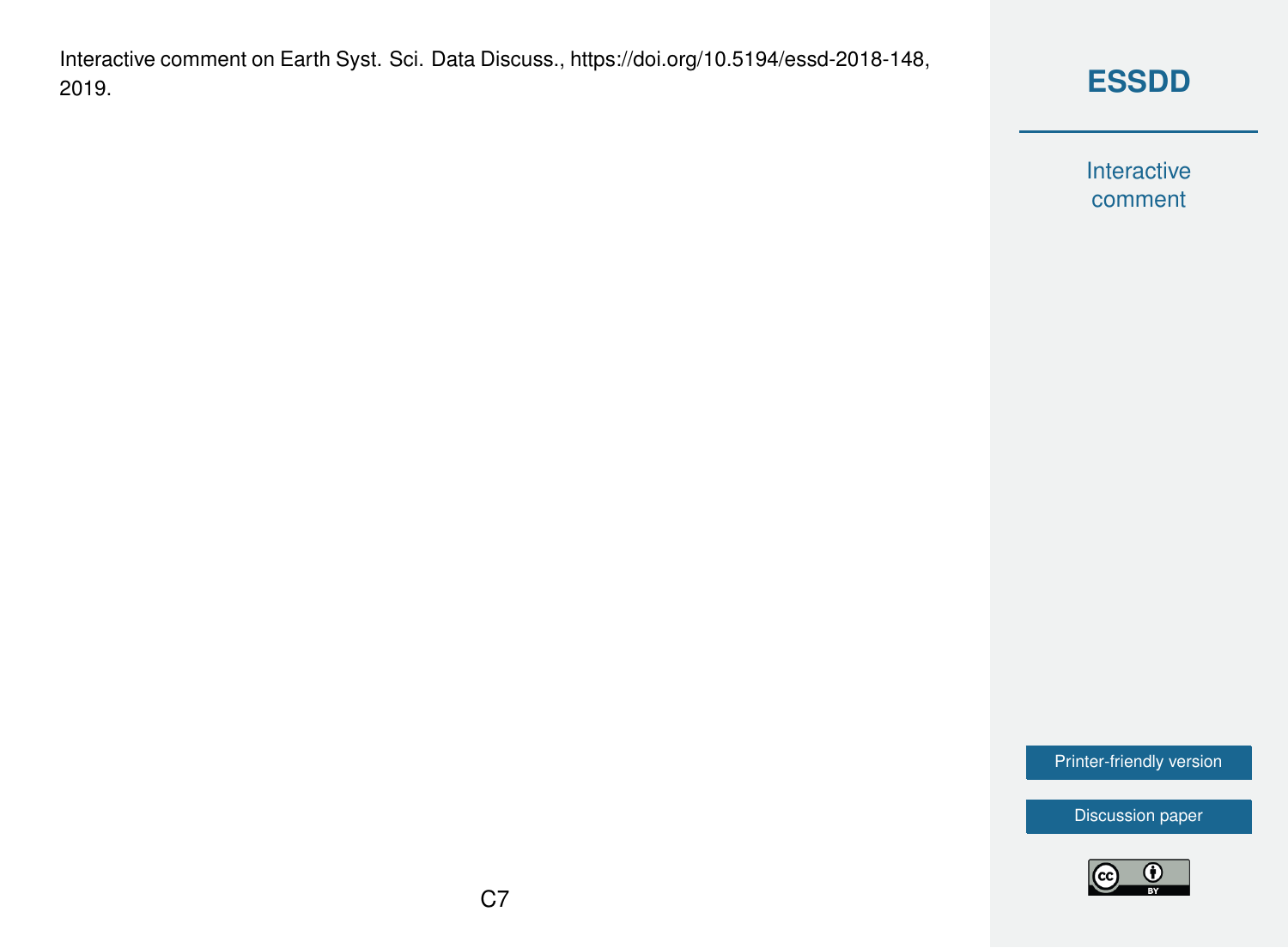Interactive comment on Earth Syst. Sci. Data Discuss., https://doi.org/10.5194/essd-2018-148, 2019.